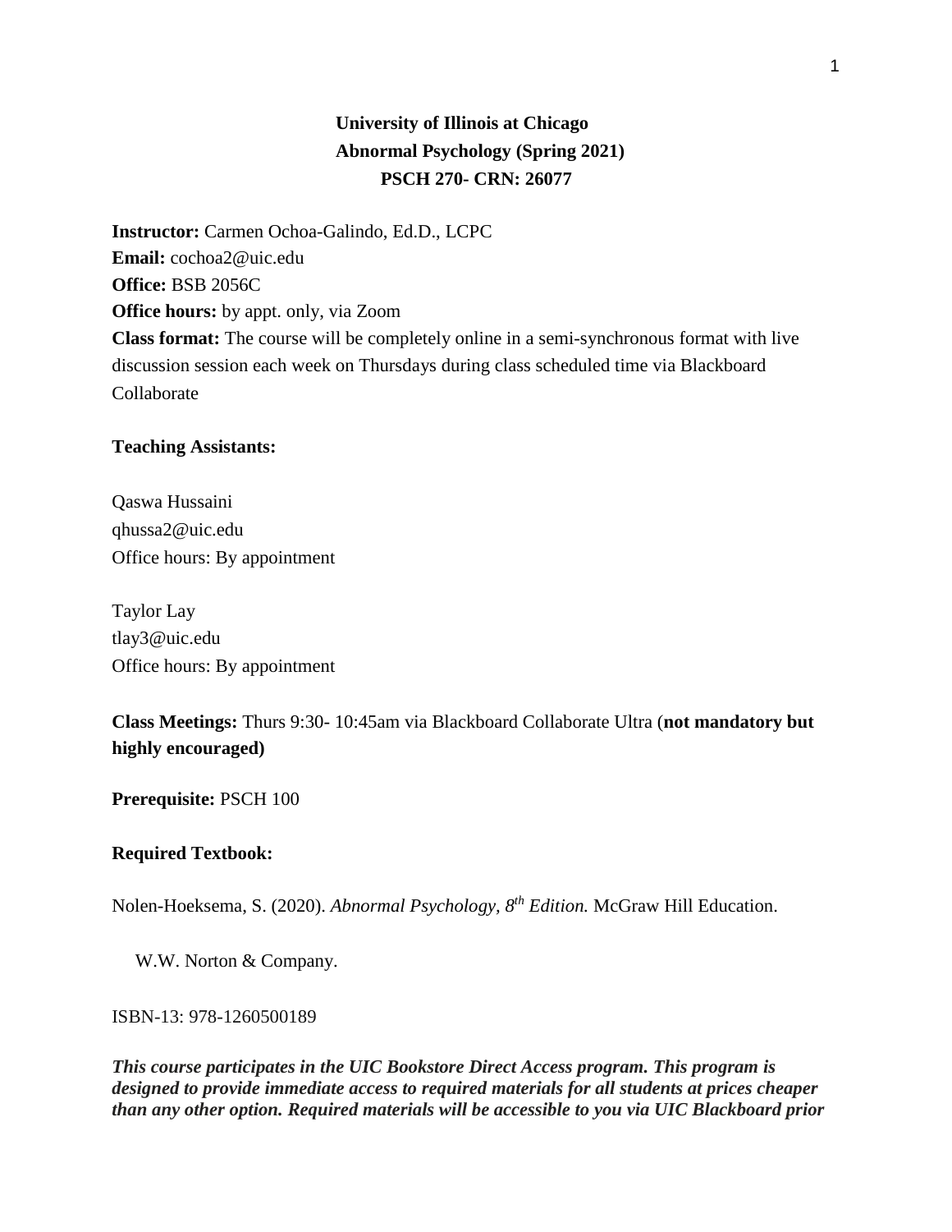**University of Illinois at Chicago**
**Abnormal Psychology (Spring 2021)**
**PSCH 270- CRN: 26077**

**Instructor:** Carmen Ochoa-Galindo, Ed.D., LCPC
**Email:** cochoa2@uic.edu
**Office:** BSB 2056C
**Office hours:** by appt. only, via Zoom
**Class format:** The course will be completely online in a semi-synchronous format with live discussion session each week on Thursdays during class scheduled time via Blackboard Collaborate

**Teaching Assistants:**

Qaswa Hussaini
qhussa2@uic.edu
Office hours: By appointment

Taylor Lay
tlay3@uic.edu
Office hours: By appointment

**Class Meetings:** Thurs 9:30- 10:45am via Blackboard Collaborate Ultra (**not mandatory but highly encouraged)**

**Prerequisite:** PSCH 100

**Required Textbook:**

Nolen-Hoeksema, S. (2020). *Abnormal Psychology, 8th Edition.* McGraw Hill Education.

W.W. Norton & Company.

ISBN-13: 978-1260500189

***This course participates in the UIC Bookstore Direct Access program. This program is designed to provide immediate access to required materials for all students at prices cheaper than any other option. Required materials will be accessible to you via UIC Blackboard prior***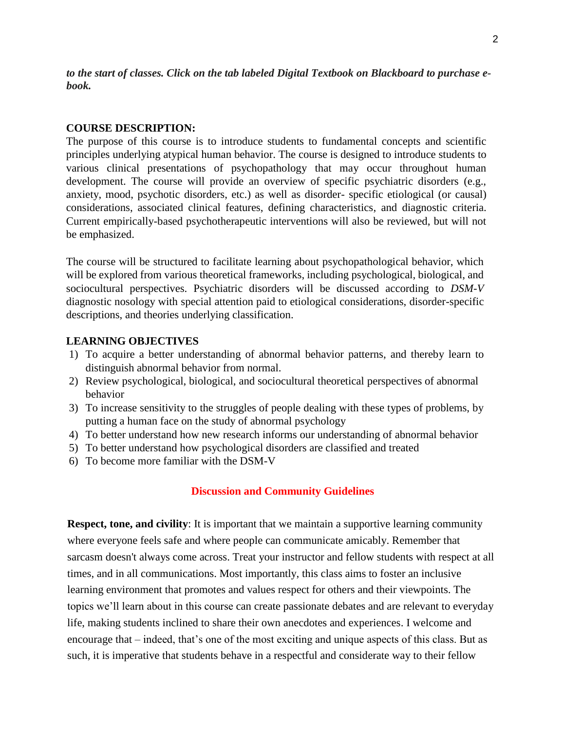***to the start of classes. Click on the tab labeled Digital Textbook on Blackboard to purchase e-book.***

**COURSE DESCRIPTION:**

The purpose of this course is to introduce students to fundamental concepts and scientific principles underlying atypical human behavior. The course is designed to introduce students to various clinical presentations of psychopathology that may occur throughout human development. The course will provide an overview of specific psychiatric disorders (e.g., anxiety, mood, psychotic disorders, etc.) as well as disorder- specific etiological (or causal) considerations, associated clinical features, defining characteristics, and diagnostic criteria. Current empirically-based psychotherapeutic interventions will also be reviewed, but will not be emphasized.

The course will be structured to facilitate learning about psychopathological behavior, which will be explored from various theoretical frameworks, including psychological, biological, and sociocultural perspectives. Psychiatric disorders will be discussed according to *DSM-V* diagnostic nosology with special attention paid to etiological considerations, disorder-specific descriptions, and theories underlying classification.

**LEARNING OBJECTIVES**

1) To acquire a better understanding of abnormal behavior patterns, and thereby learn to distinguish abnormal behavior from normal.
2) Review psychological, biological, and sociocultural theoretical perspectives of abnormal behavior
3) To increase sensitivity to the struggles of people dealing with these types of problems, by putting a human face on the study of abnormal psychology
4) To better understand how new research informs our understanding of abnormal behavior
5) To better understand how psychological disorders are classified and treated
6) To become more familiar with the DSM-V

**Discussion and Community Guidelines**

**Respect, tone, and civility**: It is important that we maintain a supportive learning community where everyone feels safe and where people can communicate amicably. Remember that sarcasm doesn't always come across. Treat your instructor and fellow students with respect at all times, and in all communications. Most importantly, this class aims to foster an inclusive learning environment that promotes and values respect for others and their viewpoints. The topics we'll learn about in this course can create passionate debates and are relevant to everyday life, making students inclined to share their own anecdotes and experiences. I welcome and encourage that – indeed, that's one of the most exciting and unique aspects of this class. But as such, it is imperative that students behave in a respectful and considerate way to their fellow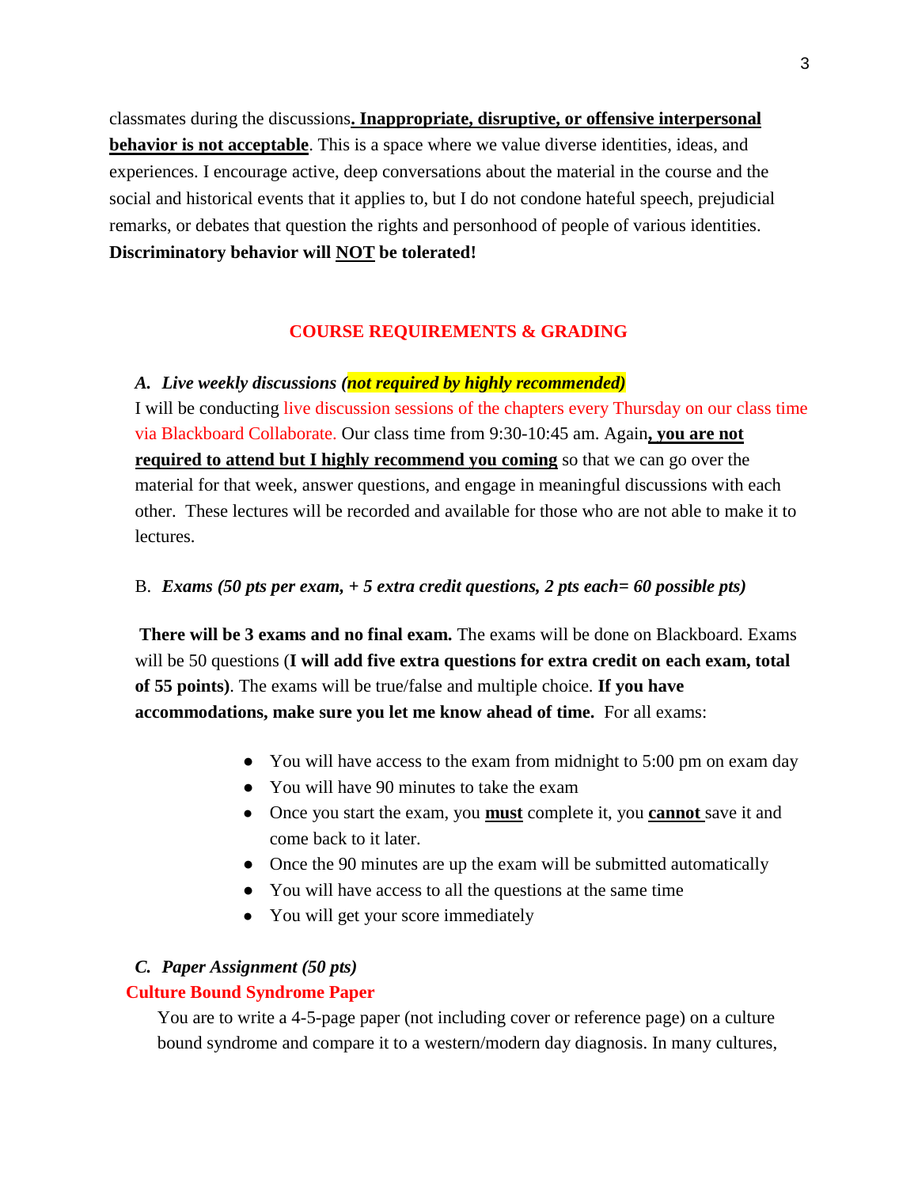classmates during the discussions**. <u>Inappropriate, disruptive, or offensive interpersonal behavior is not acceptable</u>**. This is a space where we value diverse identities, ideas, and experiences. I encourage active, deep conversations about the material in the course and the social and historical events that it applies to, but I do not condone hateful speech, prejudicial remarks, or debates that question the rights and personhood of people of various identities. **Discriminatory behavior will <u>NOT</u> be tolerated!**

## COURSE REQUIREMENTS & GRADING

***A. Live weekly discussions (not required by highly recommended)***

I will be conducting live discussion sessions of the chapters every Thursday on our class time via Blackboard Collaborate. Our class time from 9:30-10:45 am. Again**, <u>you are not required to attend but I highly recommend you coming</u>** so that we can go over the material for that week, answer questions, and engage in meaningful discussions with each other. These lectures will be recorded and available for those who are not able to make it to lectures.

B. ***Exams (50 pts per exam, + 5 extra credit questions, 2 pts each= 60 possible pts)***

**There will be 3 exams and no final exam.** The exams will be done on Blackboard. Exams will be 50 questions (**I will add five extra questions for extra credit on each exam, total of 55 points)**. The exams will be true/false and multiple choice. **If you have accommodations, make sure you let me know ahead of time.** For all exams:

- You will have access to the exam from midnight to 5:00 pm on exam day
- You will have 90 minutes to take the exam
- Once you start the exam, you **<u>must</u>** complete it, you **<u>cannot</u>** save it and come back to it later.
- Once the 90 minutes are up the exam will be submitted automatically
- You will have access to all the questions at the same time
- You will get your score immediately

***C. Paper Assignment (50 pts)***

**Culture Bound Syndrome Paper**

You are to write a 4-5-page paper (not including cover or reference page) on a culture bound syndrome and compare it to a western/modern day diagnosis. In many cultures,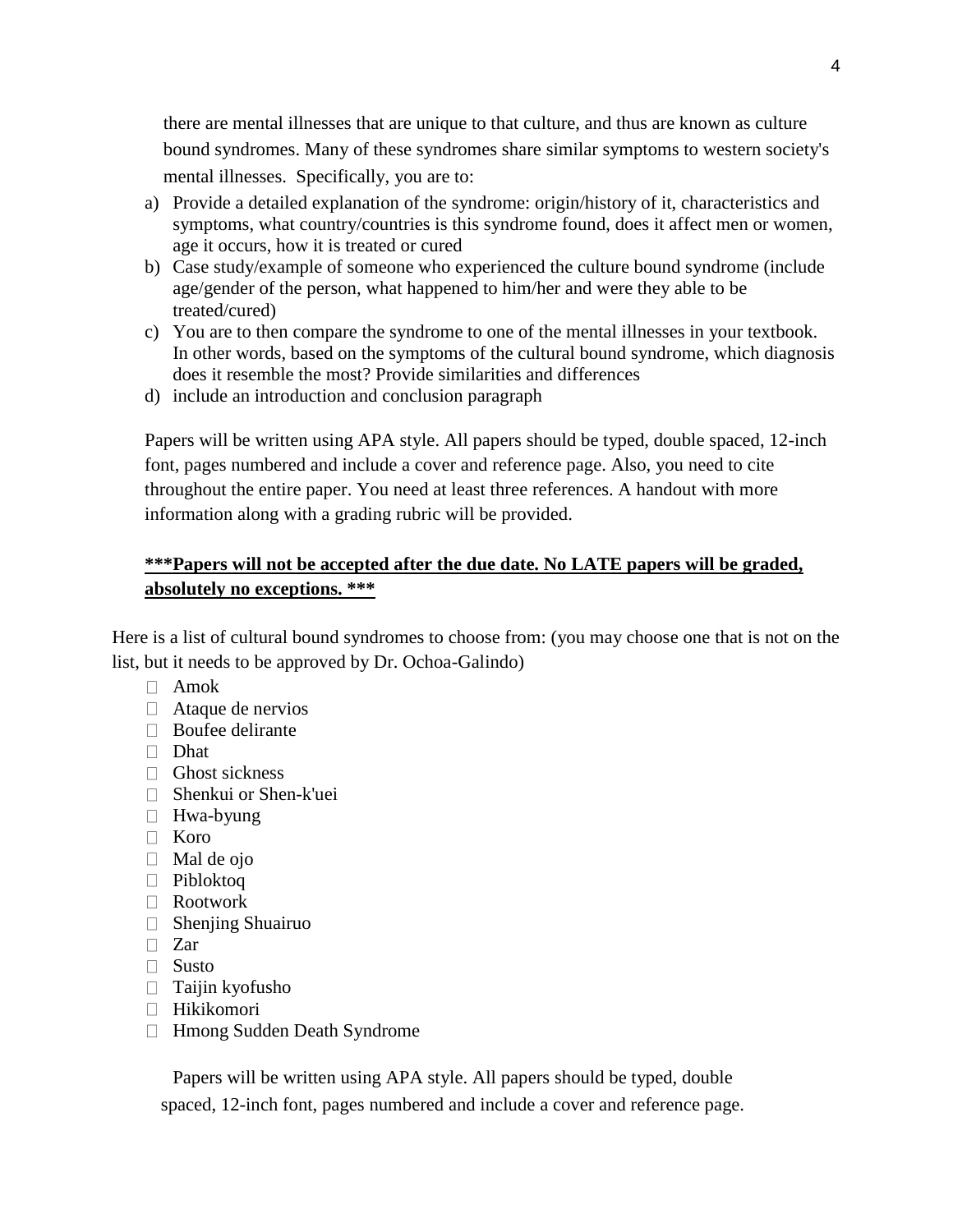there are mental illnesses that are unique to that culture, and thus are known as culture bound syndromes. Many of these syndromes share similar symptoms to western society's mental illnesses. Specifically, you are to:

a) Provide a detailed explanation of the syndrome: origin/history of it, characteristics and symptoms, what country/countries is this syndrome found, does it affect men or women, age it occurs, how it is treated or cured
b) Case study/example of someone who experienced the culture bound syndrome (include age/gender of the person, what happened to him/her and were they able to be treated/cured)
c) You are to then compare the syndrome to one of the mental illnesses in your textbook. In other words, based on the symptoms of the cultural bound syndrome, which diagnosis does it resemble the most? Provide similarities and differences
d) include an introduction and conclusion paragraph

Papers will be written using APA style. All papers should be typed, double spaced, 12-inch font, pages numbered and include a cover and reference page. Also, you need to cite throughout the entire paper. You need at least three references. A handout with more information along with a grading rubric will be provided.

**<u>***Papers will not be accepted after the due date. No LATE papers will be graded, absolutely no exceptions. ***</u>**

Here is a list of cultural bound syndromes to choose from: (you may choose one that is not on the list, but it needs to be approved by Dr. Ochoa-Galindo)

- Amok
- Ataque de nervios
- Boufee delirante
- Dhat
- Ghost sickness
- Shenkui or Shen-k'uei
- Hwa-byung
- Koro
- Mal de ojo
- Pibloktoq
- Rootwork
- Shenjing Shuairuo
- Zar
- Susto
- Taijin kyofusho
- Hikikomori
- Hmong Sudden Death Syndrome

Papers will be written using APA style. All papers should be typed, double spaced, 12-inch font, pages numbered and include a cover and reference page.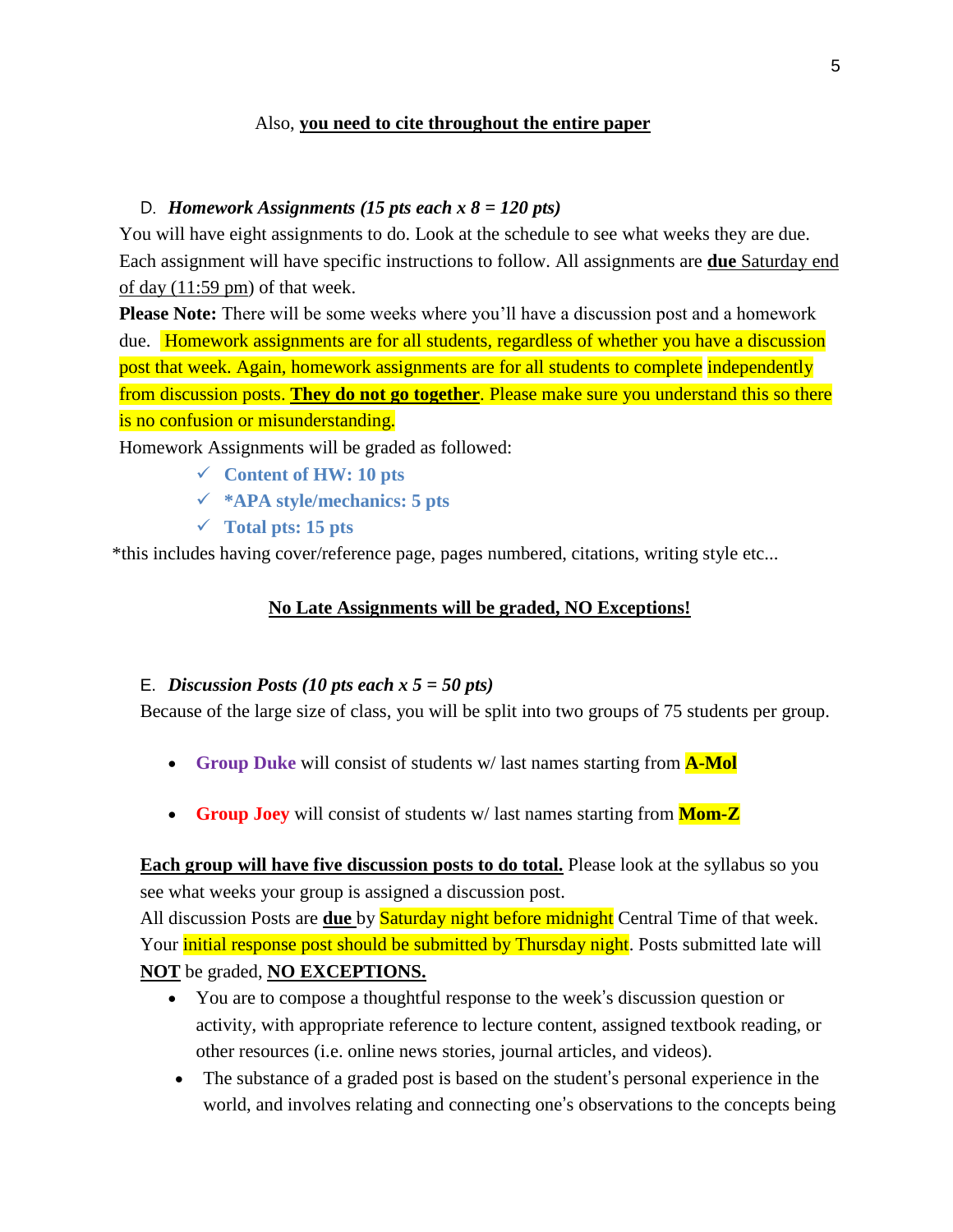Also, **<u>you need to cite throughout the entire paper</u>**

D. ***Homework Assignments (15 pts each x 8 = 120 pts)***

You will have eight assignments to do. Look at the schedule to see what weeks they are due. Each assignment will have specific instructions to follow. All assignments are **<u>due</u>** <u>Saturday end of day (11:59 pm</u>) of that week.

**Please Note:** There will be some weeks where you'll have a discussion post and a homework due. Homework assignments are for all students, regardless of whether you have a discussion post that week. Again, homework assignments are for all students to complete independently from discussion posts. **<u>They do not go together</u>**. Please make sure you understand this so there is no confusion or misunderstanding.

Homework Assignments will be graded as followed:

- ✓ **Content of HW: 10 pts**
- ✓ ***APA style/mechanics: 5 pts**
- ✓ **Total pts: 15 pts**

*this includes having cover/reference page, pages numbered, citations, writing style etc...

**<u>No Late Assignments will be graded, NO Exceptions!</u>**

E. ***Discussion Posts (10 pts each x 5 = 50 pts)***

Because of the large size of class, you will be split into two groups of 75 students per group.

- **Group Duke** will consist of students w/ last names starting from **A-Mol**
- **Group Joey** will consist of students w/ last names starting from **Mom-Z**

**<u>Each group will have five discussion posts to do total.</u>** Please look at the syllabus so you see what weeks your group is assigned a discussion post.

All discussion Posts are **<u>due</u>** by Saturday night before midnight Central Time of that week. Your initial response post should be submitted by Thursday night. Posts submitted late will **<u>NOT</u>** be graded, **<u>NO EXCEPTIONS.</u>**

- You are to compose a thoughtful response to the week's discussion question or activity, with appropriate reference to lecture content, assigned textbook reading, or other resources (i.e. online news stories, journal articles, and videos).
- The substance of a graded post is based on the student's personal experience in the world, and involves relating and connecting one's observations to the concepts being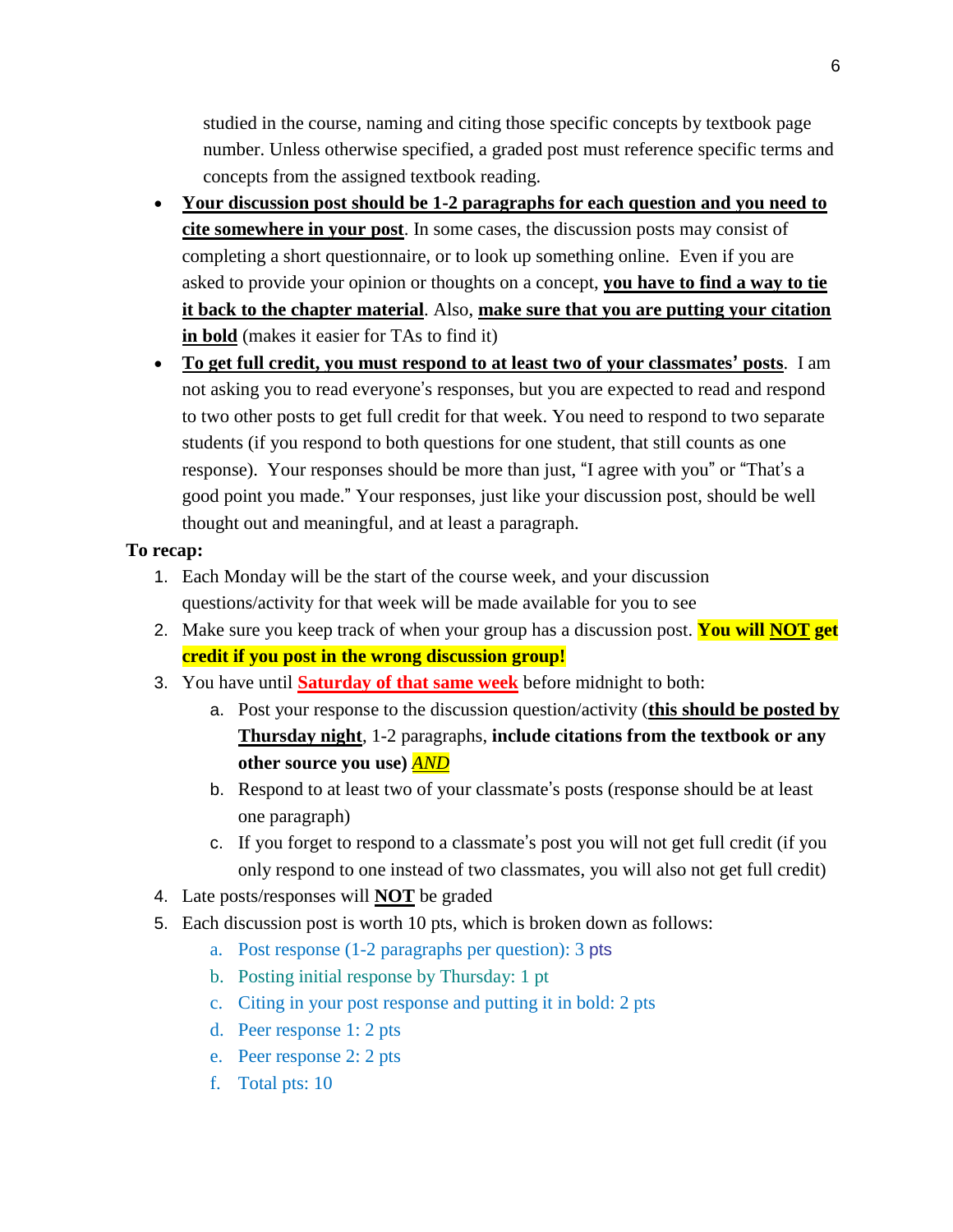studied in the course, naming and citing those specific concepts by textbook page number. Unless otherwise specified, a graded post must reference specific terms and concepts from the assigned textbook reading.

- **Your discussion post should be 1-2 paragraphs for each question and you need to cite somewhere in your post**. In some cases, the discussion posts may consist of completing a short questionnaire, or to look up something online. Even if you are asked to provide your opinion or thoughts on a concept, **you have to find a way to tie it back to the chapter material**. Also, **make sure that you are putting your citation in bold** (makes it easier for TAs to find it)
- **To get full credit, you must respond to at least two of your classmates' posts**. I am not asking you to read everyone's responses, but you are expected to read and respond to two other posts to get full credit for that week. You need to respond to two separate students (if you respond to both questions for one student, that still counts as one response). Your responses should be more than just, "I agree with you" or "That's a good point you made." Your responses, just like your discussion post, should be well thought out and meaningful, and at least a paragraph.

**To recap:**

1. Each Monday will be the start of the course week, and your discussion questions/activity for that week will be made available for you to see
2. Make sure you keep track of when your group has a discussion post. **You will NOT get credit if you post in the wrong discussion group!**
3. You have until **Saturday of that same week** before midnight to both:
   a. Post your response to the discussion question/activity (**this should be posted by Thursday night**, 1-2 paragraphs, **include citations from the textbook or any other source you use)** ***AND***
   b. Respond to at least two of your classmate's posts (response should be at least one paragraph)
   c. If you forget to respond to a classmate's post you will not get full credit (if you only respond to one instead of two classmates, you will also not get full credit)
4. Late posts/responses will **NOT** be graded
5. Each discussion post is worth 10 pts, which is broken down as follows:
   a. Post response (1-2 paragraphs per question): 3 pts
   b. Posting initial response by Thursday: 1 pt
   c. Citing in your post response and putting it in bold: 2 pts
   d. Peer response 1: 2 pts
   e. Peer response 2: 2 pts
   f. Total pts: 10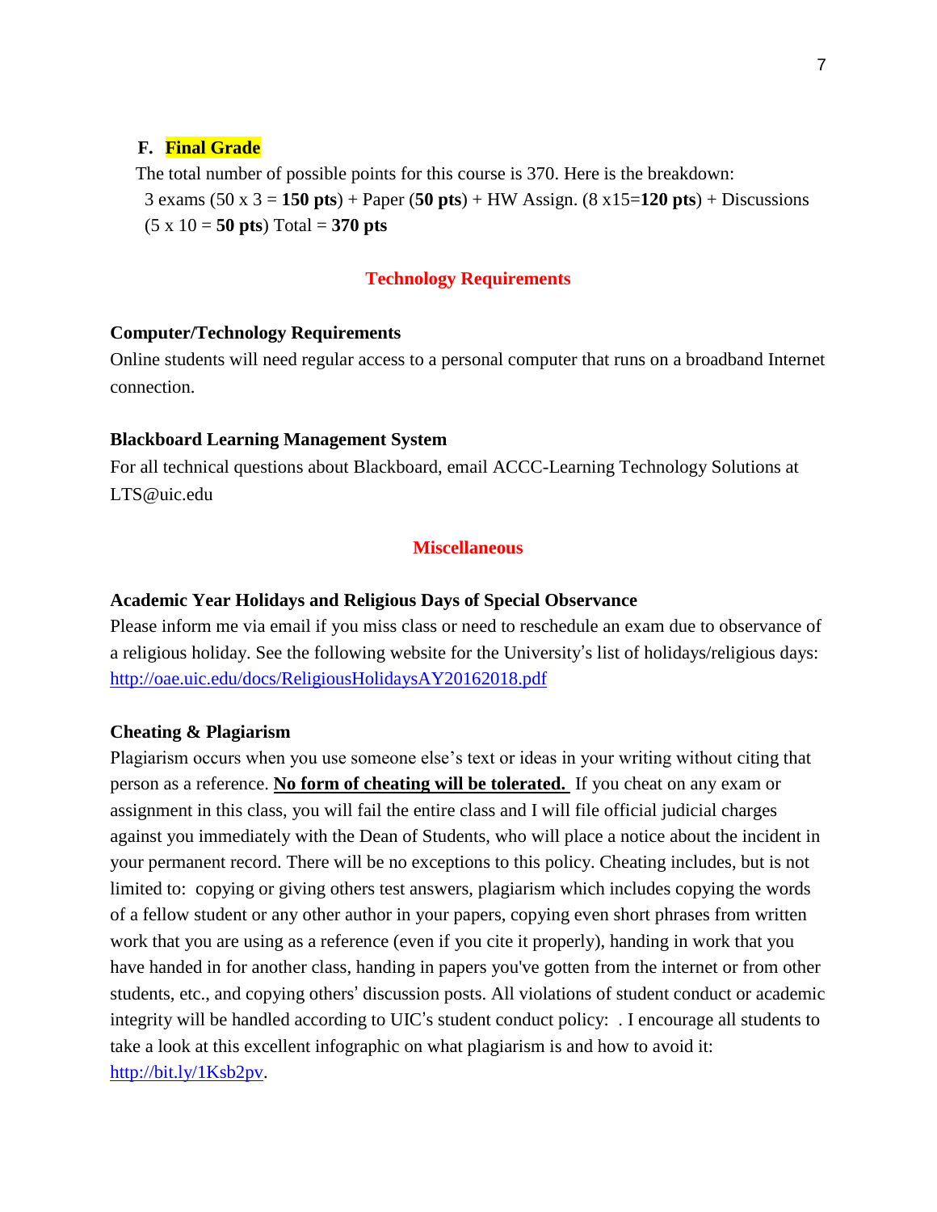### F. **Final Grade**

The total number of possible points for this course is 370. Here is the breakdown:

3 exams (50 x 3 = **150 pts**) + Paper (**50 pts**) + HW Assign. (8 x15=**120 pts**) + Discussions (5 x 10 = **50 pts**) Total = **370 pts**

## Technology Requirements

### Computer/Technology Requirements

Online students will need regular access to a personal computer that runs on a broadband Internet connection.

### Blackboard Learning Management System

For all technical questions about Blackboard, email ACCC-Learning Technology Solutions at LTS@uic.edu

## Miscellaneous

### Academic Year Holidays and Religious Days of Special Observance

Please inform me via email if you miss class or need to reschedule an exam due to observance of a religious holiday. See the following website for the University's list of holidays/religious days: [http://oae.uic.edu/docs/ReligiousHolidaysAY20162018.pdf](http://oae.uic.edu/docs/ReligiousHolidaysAY20162018.pdf)

### Cheating & Plagiarism

Plagiarism occurs when you use someone else's text or ideas in your writing without citing that person as a reference. **No form of cheating will be tolerated.** If you cheat on any exam or assignment in this class, you will fail the entire class and I will file official judicial charges against you immediately with the Dean of Students, who will place a notice about the incident in your permanent record. There will be no exceptions to this policy. Cheating includes, but is not limited to: copying or giving others test answers, plagiarism which includes copying the words of a fellow student or any other author in your papers, copying even short phrases from written work that you are using as a reference (even if you cite it properly), handing in work that you have handed in for another class, handing in papers you've gotten from the internet or from other students, etc., and copying others' discussion posts. All violations of student conduct or academic integrity will be handled according to UIC's student conduct policy: . I encourage all students to take a look at this excellent infographic on what plagiarism is and how to avoid it: [http://bit.ly/1Ksb2pv](http://bit.ly/1Ksb2pv).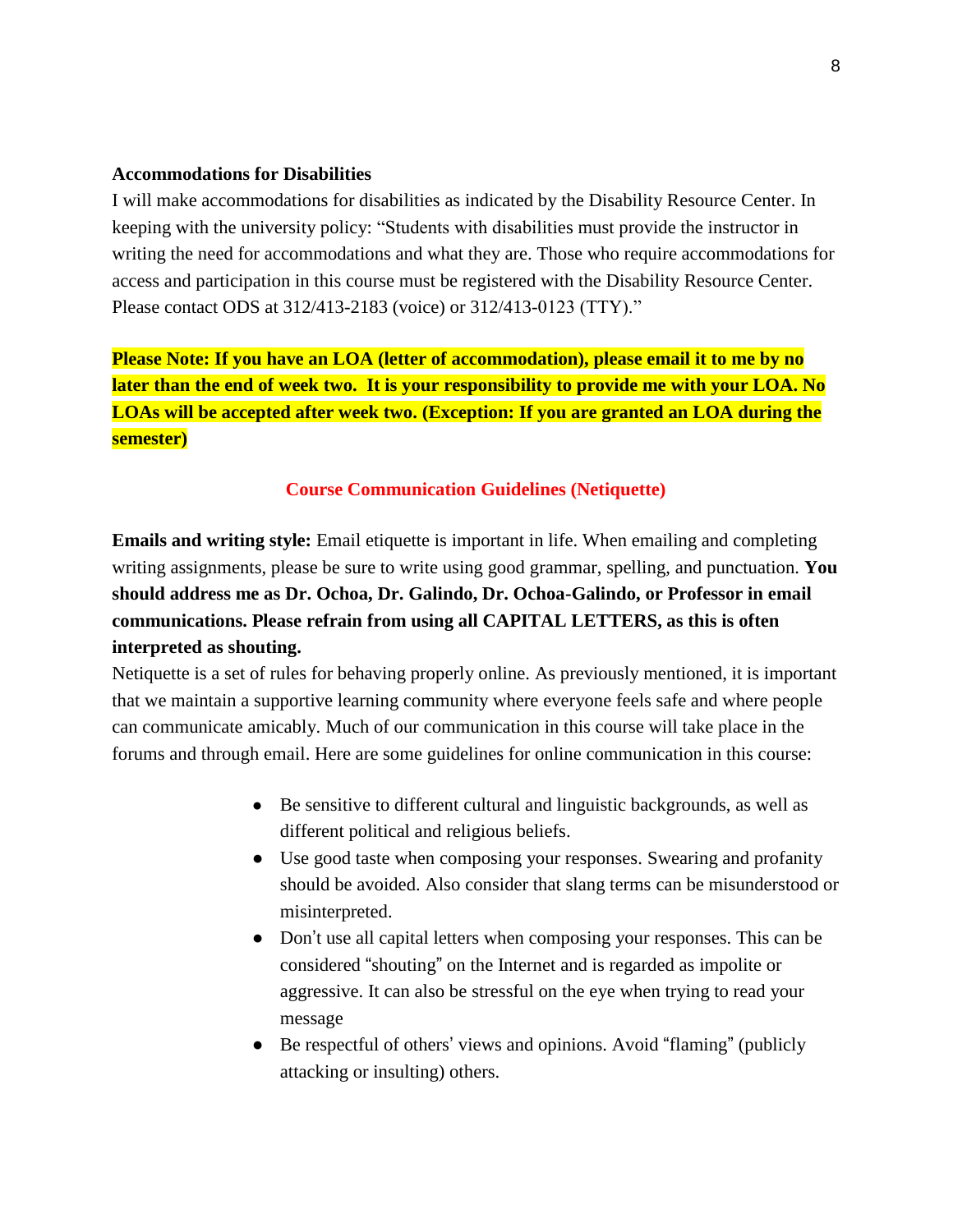**Accommodations for Disabilities**

I will make accommodations for disabilities as indicated by the Disability Resource Center. In keeping with the university policy: "Students with disabilities must provide the instructor in writing the need for accommodations and what they are. Those who require accommodations for access and participation in this course must be registered with the Disability Resource Center. Please contact ODS at 312/413-2183 (voice) or 312/413-0123 (TTY)."

**Please Note: If you have an LOA (letter of accommodation), please email it to me by no later than the end of week two. It is your responsibility to provide me with your LOA. No LOAs will be accepted after week two. (Exception: If you are granted an LOA during the semester)**

## Course Communication Guidelines (Netiquette)

**Emails and writing style:** Email etiquette is important in life. When emailing and completing writing assignments, please be sure to write using good grammar, spelling, and punctuation. **You should address me as Dr. Ochoa, Dr. Galindo, Dr. Ochoa-Galindo, or Professor in email communications. Please refrain from using all CAPITAL LETTERS, as this is often interpreted as shouting.**

Netiquette is a set of rules for behaving properly online. As previously mentioned, it is important that we maintain a supportive learning community where everyone feels safe and where people can communicate amicably. Much of our communication in this course will take place in the forums and through email. Here are some guidelines for online communication in this course:

- Be sensitive to different cultural and linguistic backgrounds, as well as different political and religious beliefs.
- Use good taste when composing your responses. Swearing and profanity should be avoided. Also consider that slang terms can be misunderstood or misinterpreted.
- Don't use all capital letters when composing your responses. This can be considered "shouting" on the Internet and is regarded as impolite or aggressive. It can also be stressful on the eye when trying to read your message
- Be respectful of others' views and opinions. Avoid "flaming" (publicly attacking or insulting) others.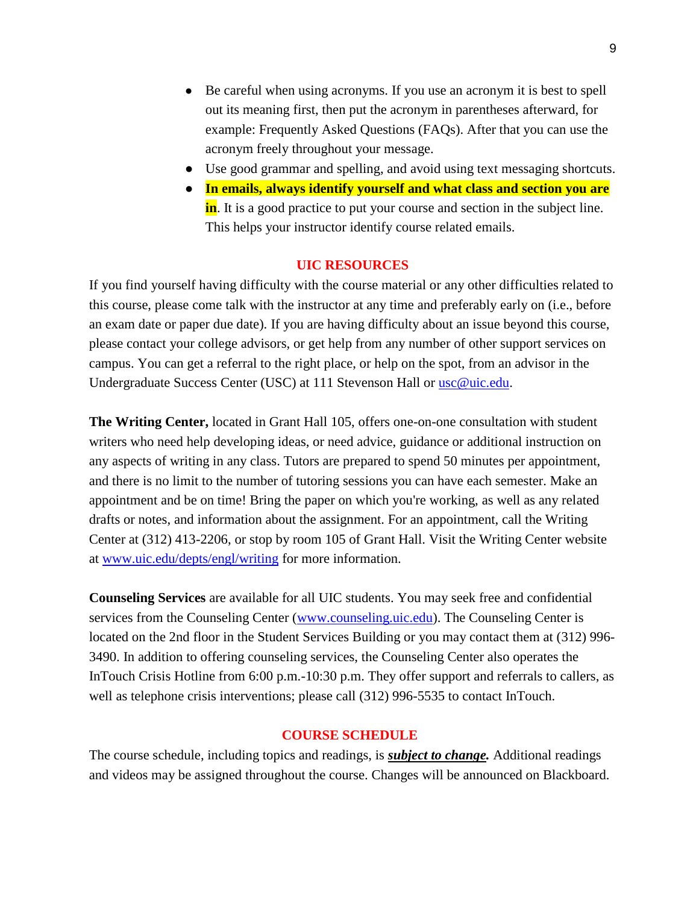- Be careful when using acronyms. If you use an acronym it is best to spell out its meaning first, then put the acronym in parentheses afterward, for example: Frequently Asked Questions (FAQs). After that you can use the acronym freely throughout your message.
- Use good grammar and spelling, and avoid using text messaging shortcuts.
- **In emails, always identify yourself and what class and section you are in**. It is a good practice to put your course and section in the subject line. This helps your instructor identify course related emails.

## UIC RESOURCES

If you find yourself having difficulty with the course material or any other difficulties related to this course, please come talk with the instructor at any time and preferably early on (i.e., before an exam date or paper due date). If you are having difficulty about an issue beyond this course, please contact your college advisors, or get help from any number of other support services on campus. You can get a referral to the right place, or help on the spot, from an advisor in the Undergraduate Success Center (USC) at 111 Stevenson Hall or usc@uic.edu.

**The Writing Center,** located in Grant Hall 105, offers one-on-one consultation with student writers who need help developing ideas, or need advice, guidance or additional instruction on any aspects of writing in any class. Tutors are prepared to spend 50 minutes per appointment, and there is no limit to the number of tutoring sessions you can have each semester. Make an appointment and be on time! Bring the paper on which you're working, as well as any related drafts or notes, and information about the assignment. For an appointment, call the Writing Center at (312) 413-2206, or stop by room 105 of Grant Hall. Visit the Writing Center website at www.uic.edu/depts/engl/writing for more information.

**Counseling Services** are available for all UIC students. You may seek free and confidential services from the Counseling Center (www.counseling.uic.edu). The Counseling Center is located on the 2nd floor in the Student Services Building or you may contact them at (312) 996-3490. In addition to offering counseling services, the Counseling Center also operates the InTouch Crisis Hotline from 6:00 p.m.-10:30 p.m. They offer support and referrals to callers, as well as telephone crisis interventions; please call (312) 996-5535 to contact InTouch.

## COURSE SCHEDULE

The course schedule, including topics and readings, is ***subject to change.*** Additional readings and videos may be assigned throughout the course. Changes will be announced on Blackboard.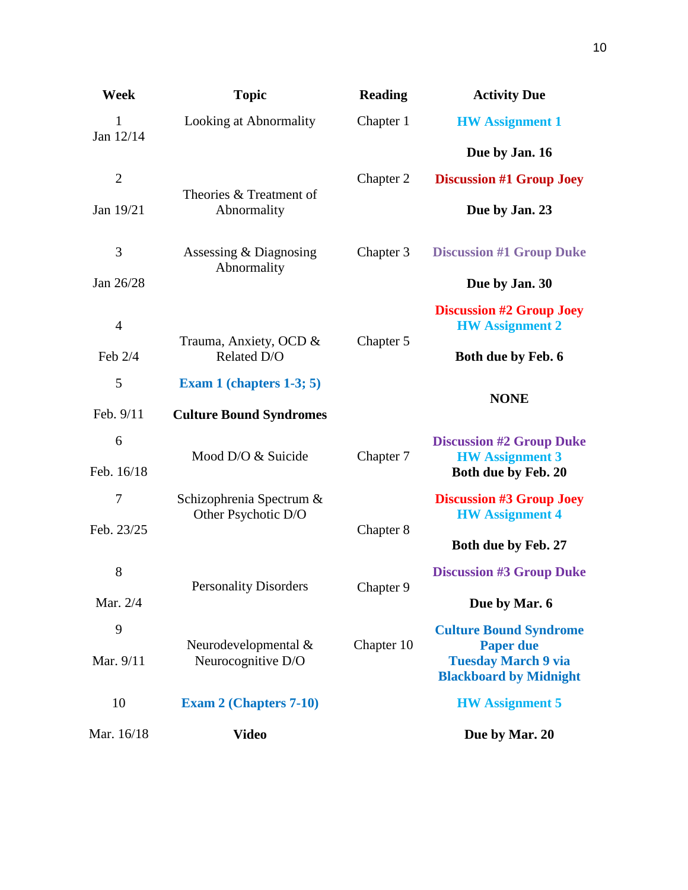| Week | Topic | Reading | Activity Due |
| --- | --- | --- | --- |
| 1<br>Jan 12/14 | Looking at Abnormality | Chapter 1 | **HW Assignment 1**<br>**Due by Jan. 16** |
| 2<br>Jan 19/21 | Theories & Treatment of Abnormality | Chapter 2 | **Discussion #1 Group Joey**<br>**Due by Jan. 23** |
| 3<br>Jan 26/28 | Assessing & Diagnosing Abnormality | Chapter 3 | **Discussion #1 Group Duke**<br>**Due by Jan. 30** |
| 4<br>Feb 2/4 | Trauma, Anxiety, OCD & Related D/O | Chapter 5 | **Discussion #2 Group Joey**<br>**HW Assignment 2**<br>**Both due by Feb. 6** |
| 5<br>Feb. 9/11 | **Exam 1 (chapters 1-3; 5)**<br>**Culture Bound Syndromes** | | **NONE** |
| 6<br>Feb. 16/18 | Mood D/O & Suicide | Chapter 7 | **Discussion #2 Group Duke**<br>**HW Assignment 3**<br>**Both due by Feb. 20** |
| 7<br>Feb. 23/25 | Schizophrenia Spectrum & Other Psychotic D/O | Chapter 8 | **Discussion #3 Group Joey**<br>**HW Assignment 4**<br>**Both due by Feb. 27** |
| 8<br>Mar. 2/4 | Personality Disorders | Chapter 9 | **Discussion #3 Group Duke**<br>**Due by Mar. 6** |
| 9<br>Mar. 9/11 | Neurodevelopmental & Neurocognitive D/O | Chapter 10 | **Culture Bound Syndrome Paper due Tuesday March 9 via Blackboard by Midnight** |
| 10<br>Mar. 16/18 | **Exam 2 (Chapters 7-10)**<br>**Video** | | **HW Assignment 5**<br>**Due by Mar. 20** |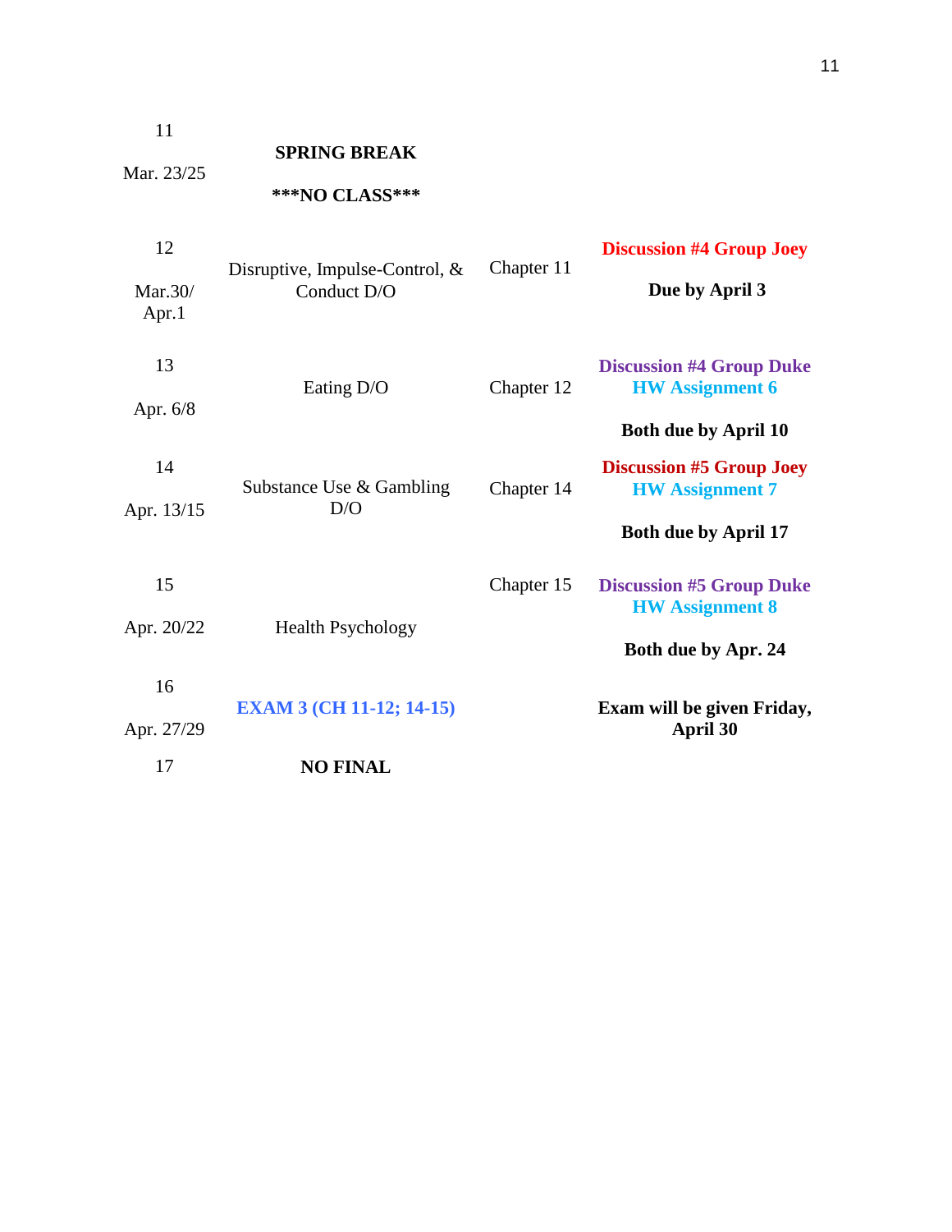| | | | |
|---|---|---|---|
| 11<br>Mar. 23/25 | **SPRING BREAK**<br>*****NO CLASS***** | | |
| 12<br>Mar.30/ Apr.1 | Disruptive, Impulse-Control, & Conduct D/O | Chapter 11 | **Discussion #4 Group Joey**<br>**Due by April 3** |
| 13<br>Apr. 6/8 | Eating D/O | Chapter 12 | **Discussion #4 Group Duke**<br>**HW Assignment 6**<br>**Both due by April 10** |
| 14<br>Apr. 13/15 | Substance Use & Gambling D/O | Chapter 14 | **Discussion #5 Group Joey**<br>**HW Assignment 7**<br>**Both due by April 17** |
| 15<br>Apr. 20/22 | Health Psychology | Chapter 15 | **Discussion #5 Group Duke**<br>**HW Assignment 8**<br>**Both due by Apr. 24** |
| 16<br>Apr. 27/29 | **EXAM 3 (CH 11-12; 14-15)** | | **Exam will be given Friday, April 30** |
| 17 | **NO FINAL** | | |